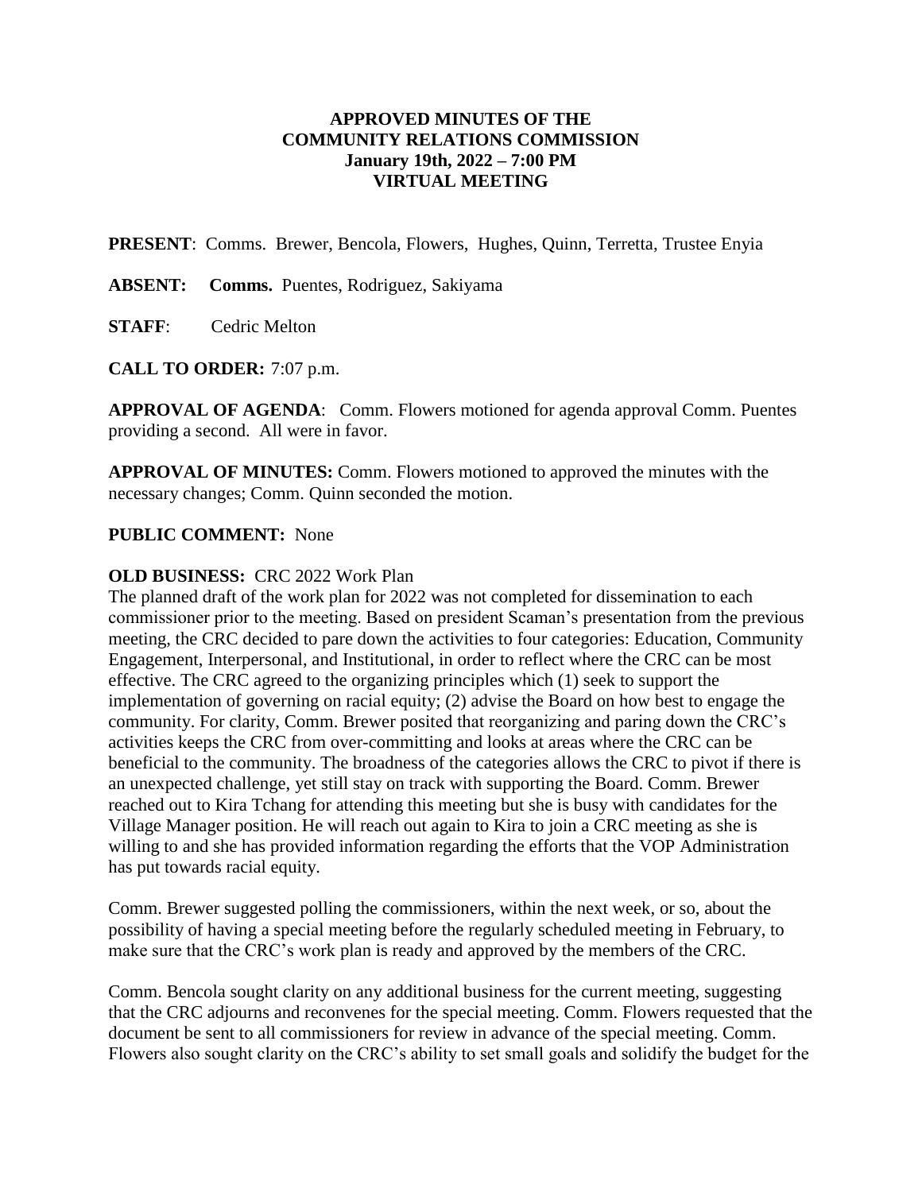**APPROVED MINUTES OF THE**
**COMMUNITY RELATIONS COMMISSION**
**January 19th, 2022 – 7:00 PM**
**VIRTUAL MEETING**

**PRESENT**: Comms. Brewer, Bencola, Flowers, Hughes, Quinn, Terretta, Trustee Enyia

**ABSENT:** **Comms.** Puentes, Rodriguez, Sakiyama

**STAFF**: Cedric Melton

**CALL TO ORDER:** 7:07 p.m.

**APPROVAL OF AGENDA**: Comm. Flowers motioned for agenda approval Comm. Puentes providing a second. All were in favor.

**APPROVAL OF MINUTES:** Comm. Flowers motioned to approved the minutes with the necessary changes; Comm. Quinn seconded the motion.

**PUBLIC COMMENT:** None

**OLD BUSINESS:** CRC 2022 Work Plan

The planned draft of the work plan for 2022 was not completed for dissemination to each commissioner prior to the meeting. Based on president Scaman's presentation from the previous meeting, the CRC decided to pare down the activities to four categories: Education, Community Engagement, Interpersonal, and Institutional, in order to reflect where the CRC can be most effective. The CRC agreed to the organizing principles which (1) seek to support the implementation of governing on racial equity; (2) advise the Board on how best to engage the community. For clarity, Comm. Brewer posited that reorganizing and paring down the CRC's activities keeps the CRC from over-committing and looks at areas where the CRC can be beneficial to the community. The broadness of the categories allows the CRC to pivot if there is an unexpected challenge, yet still stay on track with supporting the Board. Comm. Brewer reached out to Kira Tchang for attending this meeting but she is busy with candidates for the Village Manager position. He will reach out again to Kira to join a CRC meeting as she is willing to and she has provided information regarding the efforts that the VOP Administration has put towards racial equity.

Comm. Brewer suggested polling the commissioners, within the next week, or so, about the possibility of having a special meeting before the regularly scheduled meeting in February, to make sure that the CRC's work plan is ready and approved by the members of the CRC.

Comm. Bencola sought clarity on any additional business for the current meeting, suggesting that the CRC adjourns and reconvenes for the special meeting. Comm. Flowers requested that the document be sent to all commissioners for review in advance of the special meeting. Comm. Flowers also sought clarity on the CRC's ability to set small goals and solidify the budget for the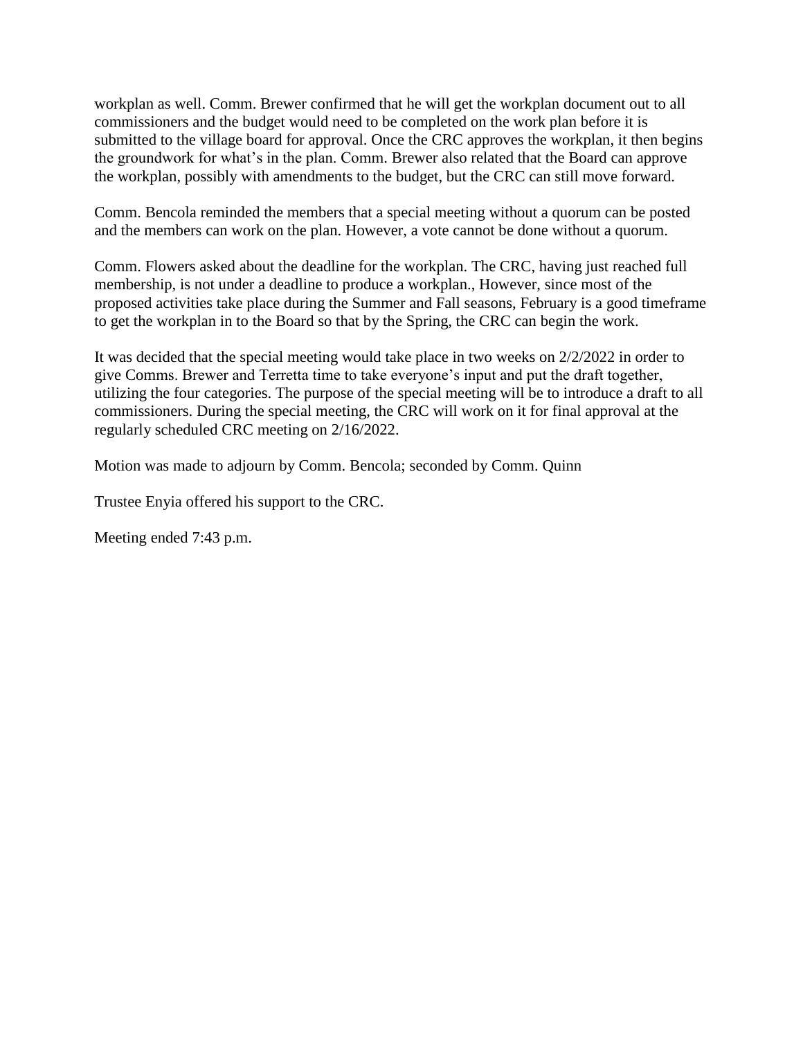workplan as well. Comm. Brewer confirmed that he will get the workplan document out to all commissioners and the budget would need to be completed on the work plan before it is submitted to the village board for approval. Once the CRC approves the workplan, it then begins the groundwork for what's in the plan. Comm. Brewer also related that the Board can approve the workplan, possibly with amendments to the budget, but the CRC can still move forward.

Comm. Bencola reminded the members that a special meeting without a quorum can be posted and the members can work on the plan. However, a vote cannot be done without a quorum.

Comm. Flowers asked about the deadline for the workplan. The CRC, having just reached full membership, is not under a deadline to produce a workplan., However, since most of the proposed activities take place during the Summer and Fall seasons, February is a good timeframe to get the workplan in to the Board so that by the Spring, the CRC can begin the work.

It was decided that the special meeting would take place in two weeks on 2/2/2022 in order to give Comms. Brewer and Terretta time to take everyone's input and put the draft together, utilizing the four categories. The purpose of the special meeting will be to introduce a draft to all commissioners. During the special meeting, the CRC will work on it for final approval at the regularly scheduled CRC meeting on 2/16/2022.

Motion was made to adjourn by Comm. Bencola; seconded by Comm. Quinn

Trustee Enyia offered his support to the CRC.

Meeting ended 7:43 p.m.